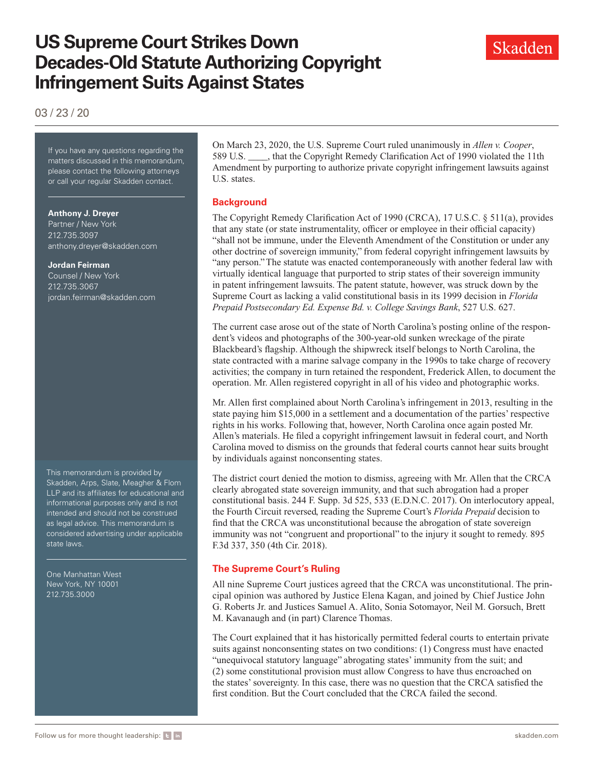# US Supreme Court Strikes Down Decades-Old Statute Authorizing Copyright Infringement Suits Against States

03 / 23 / 20

If you have any questions regarding the matters discussed in this memorandum, please contact the following attorneys or call your regular Skadden contact.

**Anthony J. Dreyer**
Partner / New York
212.735.3097
anthony.dreyer@skadden.com

**Jordan Feirman**
Counsel / New York
212.735.3067
jordan.feirman@skadden.com

This memorandum is provided by Skadden, Arps, Slate, Meagher & Flom LLP and its affiliates for educational and informational purposes only and is not intended and should not be construed as legal advice. This memorandum is considered advertising under applicable state laws.

One Manhattan West
New York, NY 10001
212.735.3000

On March 23, 2020, the U.S. Supreme Court ruled unanimously in *Allen v. Cooper*, 589 U.S. ____, that the Copyright Remedy Clarification Act of 1990 violated the 11th Amendment by purporting to authorize private copyright infringement lawsuits against U.S. states.

## Background

The Copyright Remedy Clarification Act of 1990 (CRCA), 17 U.S.C. § 511(a), provides that any state (or state instrumentality, officer or employee in their official capacity) "shall not be immune, under the Eleventh Amendment of the Constitution or under any other doctrine of sovereign immunity," from federal copyright infringement lawsuits by "any person." The statute was enacted contemporaneously with another federal law with virtually identical language that purported to strip states of their sovereign immunity in patent infringement lawsuits. The patent statute, however, was struck down by the Supreme Court as lacking a valid constitutional basis in its 1999 decision in *Florida Prepaid Postsecondary Ed. Expense Bd. v. College Savings Bank*, 527 U.S. 627.

The current case arose out of the state of North Carolina's posting online of the respondent's videos and photographs of the 300-year-old sunken wreckage of the pirate Blackbeard's flagship. Although the shipwreck itself belongs to North Carolina, the state contracted with a marine salvage company in the 1990s to take charge of recovery activities; the company in turn retained the respondent, Frederick Allen, to document the operation. Mr. Allen registered copyright in all of his video and photographic works.

Mr. Allen first complained about North Carolina's infringement in 2013, resulting in the state paying him $15,000 in a settlement and a documentation of the parties' respective rights in his works. Following that, however, North Carolina once again posted Mr. Allen's materials. He filed a copyright infringement lawsuit in federal court, and North Carolina moved to dismiss on the grounds that federal courts cannot hear suits brought by individuals against nonconsenting states.

The district court denied the motion to dismiss, agreeing with Mr. Allen that the CRCA clearly abrogated state sovereign immunity, and that such abrogation had a proper constitutional basis. 244 F. Supp. 3d 525, 533 (E.D.N.C. 2017). On interlocutory appeal, the Fourth Circuit reversed, reading the Supreme Court's *Florida Prepaid* decision to find that the CRCA was unconstitutional because the abrogation of state sovereign immunity was not "congruent and proportional" to the injury it sought to remedy. 895 F.3d 337, 350 (4th Cir. 2018).

## The Supreme Court's Ruling

All nine Supreme Court justices agreed that the CRCA was unconstitutional. The principal opinion was authored by Justice Elena Kagan, and joined by Chief Justice John G. Roberts Jr. and Justices Samuel A. Alito, Sonia Sotomayor, Neil M. Gorsuch, Brett M. Kavanaugh and (in part) Clarence Thomas.

The Court explained that it has historically permitted federal courts to entertain private suits against nonconsenting states on two conditions: (1) Congress must have enacted "unequivocal statutory language" abrogating states' immunity from the suit; and (2) some constitutional provision must allow Congress to have thus encroached on the states' sovereignty. In this case, there was no question that the CRCA satisfied the first condition. But the Court concluded that the CRCA failed the second.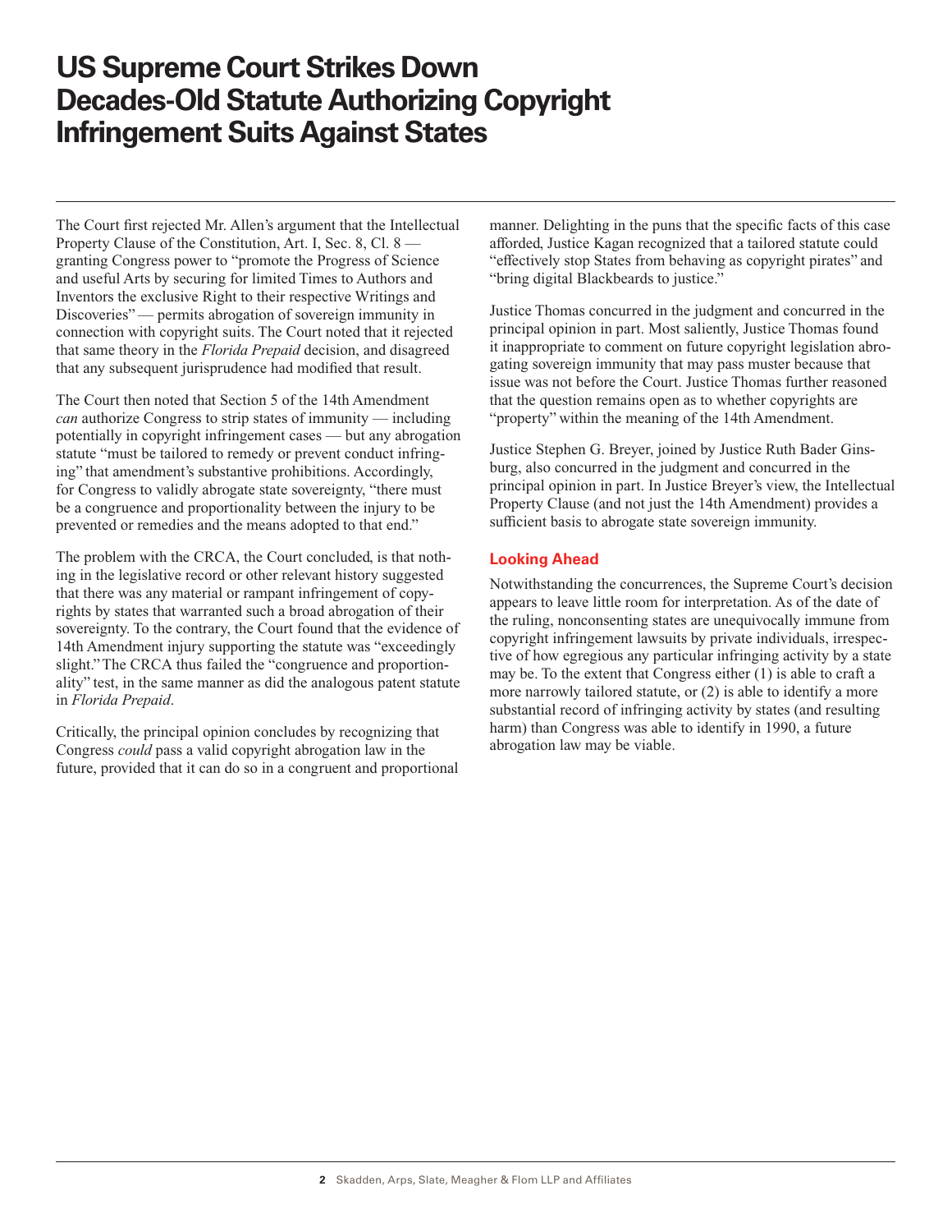# US Supreme Court Strikes Down Decades-Old Statute Authorizing Copyright Infringement Suits Against States

The Court first rejected Mr. Allen's argument that the Intellectual Property Clause of the Constitution, Art. I, Sec. 8, Cl. 8 — granting Congress power to "promote the Progress of Science and useful Arts by securing for limited Times to Authors and Inventors the exclusive Right to their respective Writings and Discoveries" — permits abrogation of sovereign immunity in connection with copyright suits. The Court noted that it rejected that same theory in the *Florida Prepaid* decision, and disagreed that any subsequent jurisprudence had modified that result.

The Court then noted that Section 5 of the 14th Amendment *can* authorize Congress to strip states of immunity — including potentially in copyright infringement cases — but any abrogation statute "must be tailored to remedy or prevent conduct infringing" that amendment's substantive prohibitions. Accordingly, for Congress to validly abrogate state sovereignty, "there must be a congruence and proportionality between the injury to be prevented or remedies and the means adopted to that end."

The problem with the CRCA, the Court concluded, is that nothing in the legislative record or other relevant history suggested that there was any material or rampant infringement of copyrights by states that warranted such a broad abrogation of their sovereignty. To the contrary, the Court found that the evidence of 14th Amendment injury supporting the statute was "exceedingly slight." The CRCA thus failed the "congruence and proportionality" test, in the same manner as did the analogous patent statute in *Florida Prepaid*.

Critically, the principal opinion concludes by recognizing that Congress *could* pass a valid copyright abrogation law in the future, provided that it can do so in a congruent and proportional manner. Delighting in the puns that the specific facts of this case afforded, Justice Kagan recognized that a tailored statute could "effectively stop States from behaving as copyright pirates" and "bring digital Blackbeards to justice."

Justice Thomas concurred in the judgment and concurred in the principal opinion in part. Most saliently, Justice Thomas found it inappropriate to comment on future copyright legislation abrogating sovereign immunity that may pass muster because that issue was not before the Court. Justice Thomas further reasoned that the question remains open as to whether copyrights are "property" within the meaning of the 14th Amendment.

Justice Stephen G. Breyer, joined by Justice Ruth Bader Ginsburg, also concurred in the judgment and concurred in the principal opinion in part. In Justice Breyer's view, the Intellectual Property Clause (and not just the 14th Amendment) provides a sufficient basis to abrogate state sovereign immunity.

## Looking Ahead

Notwithstanding the concurrences, the Supreme Court's decision appears to leave little room for interpretation. As of the date of the ruling, nonconsenting states are unequivocally immune from copyright infringement lawsuits by private individuals, irrespective of how egregious any particular infringing activity by a state may be. To the extent that Congress either (1) is able to craft a more narrowly tailored statute, or (2) is able to identify a more substantial record of infringing activity by states (and resulting harm) than Congress was able to identify in 1990, a future abrogation law may be viable.